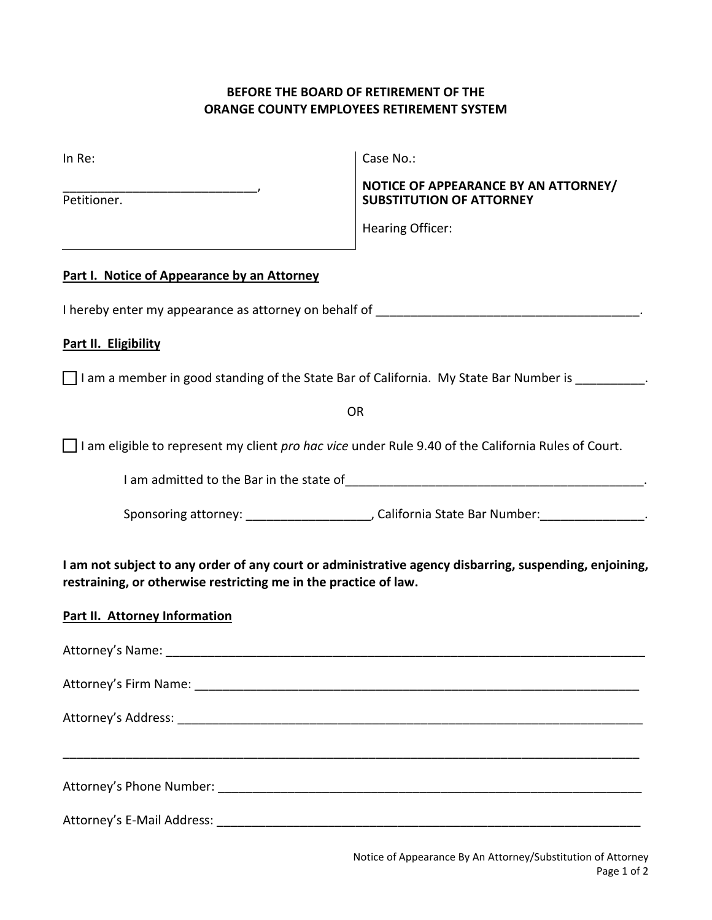**BEFORE THE BOARD OF RETIREMENT OF THE**
**ORANGE COUNTY EMPLOYEES RETIREMENT SYSTEM**

| In Re: | Case No.: |
|---|---|
| ____________________________, | **NOTICE OF APPEARANCE BY AN ATTORNEY/ SUBSTITUTION OF ATTORNEY** |
| Petitioner. | Hearing Officer: |

**Part I. Notice of Appearance by an Attorney**

I hereby enter my appearance as attorney on behalf of ______________________________________.

**Part II. Eligibility**

☐ I am a member in good standing of the State Bar of California. My State Bar Number is __________.

OR

☐ I am eligible to represent my client *pro hac vice* under Rule 9.40 of the California Rules of Court.

I am admitted to the Bar in the state of____________________________________________.

Sponsoring attorney: __________________, California State Bar Number:_______________.

**I am not subject to any order of any court or administrative agency disbarring, suspending, enjoining, restraining, or otherwise restricting me in the practice of law.**

**Part II. Attorney Information**

Attorney's Name: ___________________________________________________________________________

Attorney's Firm Name: _______________________________________________________________________

Attorney's Address: _________________________________________________________________________

_____________________________________________________________________________________________

Attorney's Phone Number: _____________________________________________________________________

Attorney's E-Mail Address: ____________________________________________________________________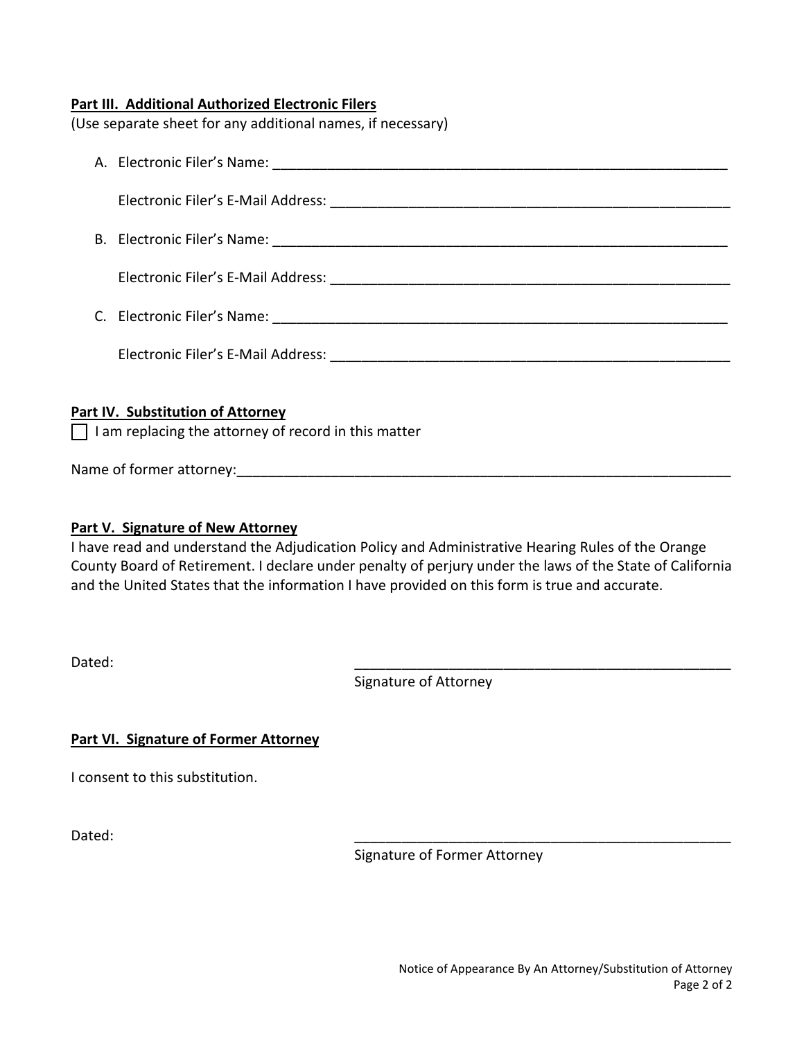**Part III. Additional Authorized Electronic Filers**

(Use separate sheet for any additional names, if necessary)

A. Electronic Filer's Name: ______________________________________________

Electronic Filer's E-Mail Address: ______________________________________________

B. Electronic Filer's Name: ______________________________________________

Electronic Filer's E-Mail Address: ______________________________________________

C. Electronic Filer's Name: ______________________________________________

Electronic Filer's E-Mail Address: ______________________________________________

**Part IV. Substitution of Attorney**

☐ I am replacing the attorney of record in this matter

Name of former attorney: ______________________________________________

**Part V. Signature of New Attorney**

I have read and understand the Adjudication Policy and Administrative Hearing Rules of the Orange County Board of Retirement. I declare under penalty of perjury under the laws of the State of California and the United States that the information I have provided on this form is true and accurate.

Dated: ______________________________________________

Signature of Attorney

**Part VI. Signature of Former Attorney**

I consent to this substitution.

Dated: ______________________________________________

Signature of Former Attorney